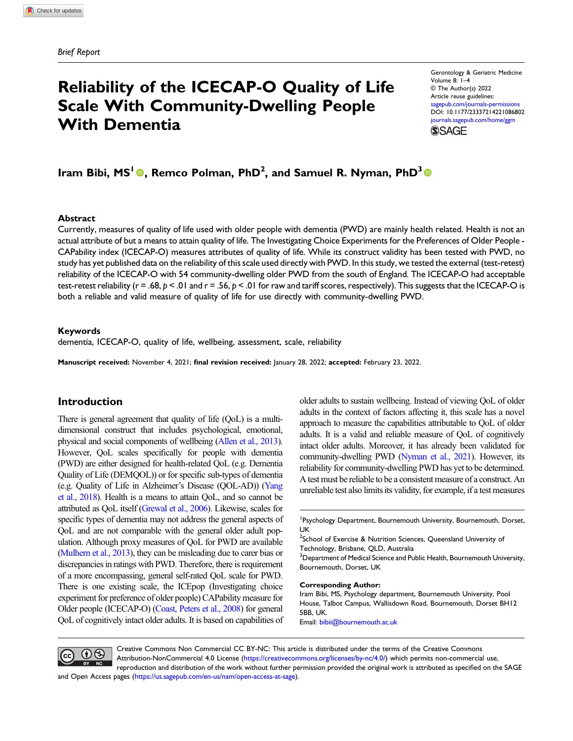Brief Report

# Reliability of the ICECAP-O Quality of Life Scale With Community-Dwelling People With Dementia

Gerontology & Geriatric Medicine
Volume 8: 1–4
© The Author(s) 2022
Article reuse guidelines: sagepub.com/journals-permissions
DOI: 10.1177/23337214221086802
journals.sagepub.com/home/ggm

**Iram Bibi, MS[1], Remco Polman, PhD[2], and Samuel R. Nyman, PhD[3]**

## Abstract

Currently, measures of quality of life used with older people with dementia (PWD) are mainly health related. Health is not an actual attribute of but a means to attain quality of life. The Investigating Choice Experiments for the Preferences of Older People - CAPability index (ICECAP-O) measures attributes of quality of life. While its construct validity has been tested with PWD, no study has yet published data on the reliability of this scale used directly with PWD. In this study, we tested the external (test-retest) reliability of the ICECAP-O with 54 community-dwelling older PWD from the south of England. The ICECAP-O had acceptable test-retest reliability ($r = .68$, $p < .01$ and $r = .56$, $p < .01$ for raw and tariff scores, respectively). This suggests that the ICECAP-O is both a reliable and valid measure of quality of life for use directly with community-dwelling PWD.

## Keywords

dementia, ICECAP-O, quality of life, wellbeing, assessment, scale, reliability

**Manuscript received:** November 4, 2021; **final revision received:** January 28, 2022; **accepted:** February 23, 2022.

## Introduction

There is general agreement that quality of life (QoL) is a multi-dimensional construct that includes psychological, emotional, physical and social components of wellbeing (Allen et al., 2013). However, QoL scales specifically for people with dementia (PWD) are either designed for health-related QoL (e.g. Dementia Quality of Life (DEMQOL)) or for specific sub-types of dementia (e.g. Quality of Life in Alzheimer's Disease (QOL-AD)) (Yang et al., 2018). Health is a means to attain QoL, and so cannot be attributed as QoL itself (Grewal et al., 2006). Likewise, scales for specific types of dementia may not address the general aspects of QoL and are not comparable with the general older adult population. Although proxy measures of QoL for PWD are available (Mulhern et al., 2013), they can be misleading due to carer bias or discrepancies in ratings with PWD. Therefore, there is requirement of a more encompassing, general self-rated QoL scale for PWD. There is one existing scale, the ICEpop (Investigating choice experiment for preference of older people) CAPability measure for Older people (ICECAP-O) (Coast, Peters et al., 2008) for general QoL of cognitively intact older adults. It is based on capabilities of older adults to sustain wellbeing. Instead of viewing QoL of older adults in the context of factors affecting it, this scale has a novel approach to measure the capabilities attributable to QoL of older adults. It is a valid and reliable measure of QoL of cognitively intact older adults. Moreover, it has already been validated for community-dwelling PWD (Nyman et al., 2021). However, its reliability for community-dwelling PWD has yet to be determined. A test must be reliable to be a consistent measure of a construct. An unreliable test also limits its validity, for example, if a test measures

[1]Psychology Department, Bournemouth University, Bournemouth, Dorset, UK
[2]School of Exercise & Nutrition Sciences, Queensland University of Technology, Brisbane, QLD, Australia
[3]Department of Medical Science and Public Health, Bournemouth University, Bournemouth, Dorset, UK

**Corresponding Author:**
Iram Bibi, MS, Psychology department, Bournemouth University, Pool House, Talbot Campus, Wallisdown Road, Bournemouth, Dorset BH12 5BB, UK.
Email: bibii@bournemouth.ac.uk

Creative Commons Non Commercial CC BY-NC: This article is distributed under the terms of the Creative Commons Attribution-NonCommercial 4.0 License (https://creativecommons.org/licenses/by-nc/4.0/) which permits non-commercial use, reproduction and distribution of the work without further permission provided the original work is attributed as specified on the SAGE and Open Access pages (https://us.sagepub.com/en-us/nam/open-access-at-sage).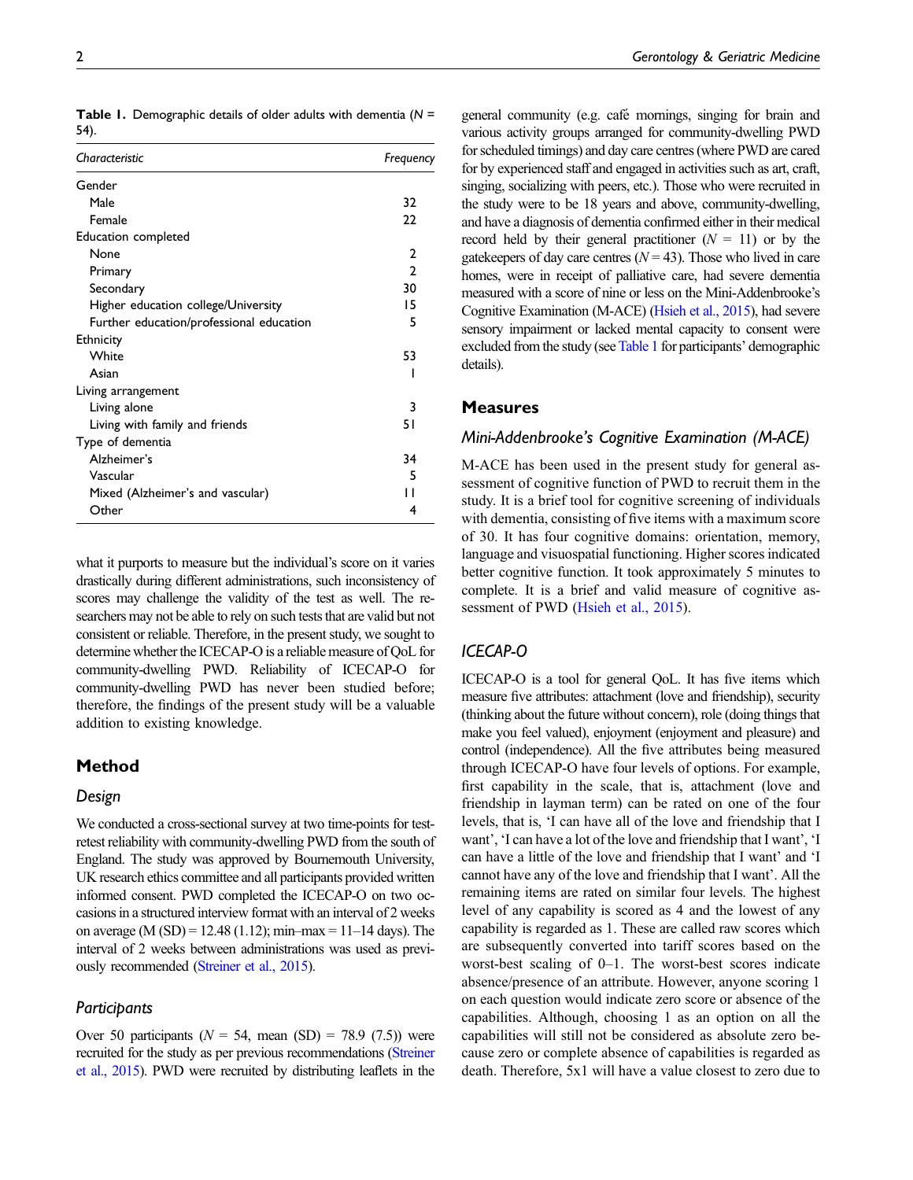**Table 1.** Demographic details of older adults with dementia (*N* = 54).

| *Characteristic* | *Frequency* |
|---|---|
| Gender | |
| Male | 32 |
| Female | 22 |
| Education completed | |
| None | 2 |
| Primary | 2 |
| Secondary | 30 |
| Higher education college/University | 15 |
| Further education/professional education | 5 |
| Ethnicity | |
| White | 53 |
| Asian | 1 |
| Living arrangement | |
| Living alone | 3 |
| Living with family and friends | 51 |
| Type of dementia | |
| Alzheimer's | 34 |
| Vascular | 5 |
| Mixed (Alzheimer's and vascular) | 11 |
| Other | 4 |

what it purports to measure but the individual's score on it varies drastically during different administrations, such inconsistency of scores may challenge the validity of the test as well. The researchers may not be able to rely on such tests that are valid but not consistent or reliable. Therefore, in the present study, we sought to determine whether the ICECAP-O is a reliable measure of QoL for community-dwelling PWD. Reliability of ICECAP-O for community-dwelling PWD has never been studied before; therefore, the findings of the present study will be a valuable addition to existing knowledge.

## Method

### Design

We conducted a cross-sectional survey at two time-points for test-retest reliability with community-dwelling PWD from the south of England. The study was approved by Bournemouth University, UK research ethics committee and all participants provided written informed consent. PWD completed the ICECAP-O on two occasions in a structured interview format with an interval of 2 weeks on average (M (SD) = 12.48 (1.12); min–max = 11–14 days). The interval of 2 weeks between administrations was used as previously recommended (Streiner et al., 2015).

### Participants

Over 50 participants (*N* = 54, mean (SD) = 78.9 (7.5)) were recruited for the study as per previous recommendations (Streiner et al., 2015). PWD were recruited by distributing leaflets in the general community (e.g. café mornings, singing for brain and various activity groups arranged for community-dwelling PWD for scheduled timings) and day care centres (where PWD are cared for by experienced staff and engaged in activities such as art, craft, singing, socializing with peers, etc.). Those who were recruited in the study were to be 18 years and above, community-dwelling, and have a diagnosis of dementia confirmed either in their medical record held by their general practitioner (*N* = 11) or by the gatekeepers of day care centres (*N* = 43). Those who lived in care homes, were in receipt of palliative care, had severe dementia measured with a score of nine or less on the Mini-Addenbrooke's Cognitive Examination (M-ACE) (Hsieh et al., 2015), had severe sensory impairment or lacked mental capacity to consent were excluded from the study (see Table 1 for participants' demographic details).

## Measures

### Mini-Addenbrooke's Cognitive Examination (M-ACE)

M-ACE has been used in the present study for general assessment of cognitive function of PWD to recruit them in the study. It is a brief tool for cognitive screening of individuals with dementia, consisting of five items with a maximum score of 30. It has four cognitive domains: orientation, memory, language and visuospatial functioning. Higher scores indicated better cognitive function. It took approximately 5 minutes to complete. It is a brief and valid measure of cognitive assessment of PWD (Hsieh et al., 2015).

### ICECAP-O

ICECAP-O is a tool for general QoL. It has five items which measure five attributes: attachment (love and friendship), security (thinking about the future without concern), role (doing things that make you feel valued), enjoyment (enjoyment and pleasure) and control (independence). All the five attributes being measured through ICECAP-O have four levels of options. For example, first capability in the scale, that is, attachment (love and friendship in layman term) can be rated on one of the four levels, that is, 'I can have all of the love and friendship that I want', 'I can have a lot of the love and friendship that I want', 'I can have a little of the love and friendship that I want' and 'I cannot have any of the love and friendship that I want'. All the remaining items are rated on similar four levels. The highest level of any capability is scored as 4 and the lowest of any capability is regarded as 1. These are called raw scores which are subsequently converted into tariff scores based on the worst-best scaling of 0–1. The worst-best scores indicate absence/presence of an attribute. However, anyone scoring 1 on each question would indicate zero score or absence of the capabilities. Although, choosing 1 as an option on all the capabilities will still not be considered as absolute zero because zero or complete absence of capabilities is regarded as death. Therefore, 5x1 will have a value closest to zero due to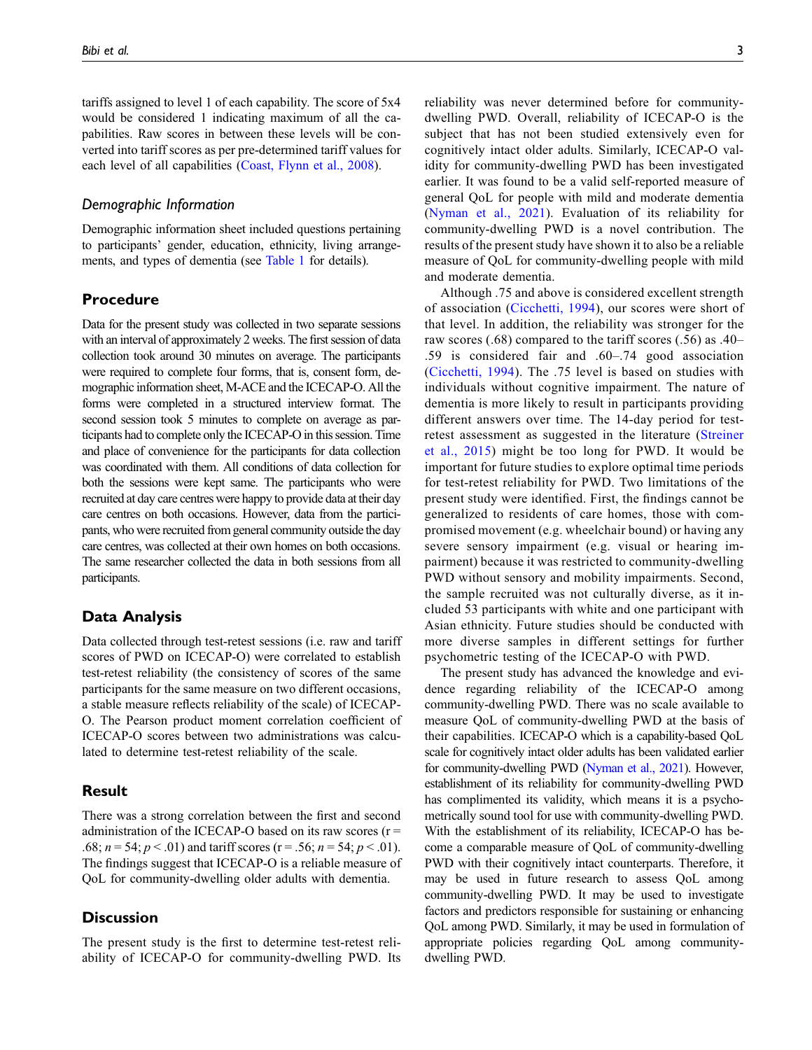tariffs assigned to level 1 of each capability. The score of 5x4 would be considered 1 indicating maximum of all the capabilities. Raw scores in between these levels will be converted into tariff scores as per pre-determined tariff values for each level of all capabilities (Coast, Flynn et al., 2008).

### *Demographic Information*

Demographic information sheet included questions pertaining to participants' gender, education, ethnicity, living arrangements, and types of dementia (see Table 1 for details).

## Procedure

Data for the present study was collected in two separate sessions with an interval of approximately 2 weeks. The first session of data collection took around 30 minutes on average. The participants were required to complete four forms, that is, consent form, demographic information sheet, M-ACE and the ICECAP-O. All the forms were completed in a structured interview format. The second session took 5 minutes to complete on average as participants had to complete only the ICECAP-O in this session. Time and place of convenience for the participants for data collection was coordinated with them. All conditions of data collection for both the sessions were kept same. The participants who were recruited at day care centres were happy to provide data at their day care centres on both occasions. However, data from the participants, who were recruited from general community outside the day care centres, was collected at their own homes on both occasions. The same researcher collected the data in both sessions from all participants.

## Data Analysis

Data collected through test-retest sessions (i.e. raw and tariff scores of PWD on ICECAP-O) were correlated to establish test-retest reliability (the consistency of scores of the same participants for the same measure on two different occasions, a stable measure reflects reliability of the scale) of ICECAP-O. The Pearson product moment correlation coefficient of ICECAP-O scores between two administrations was calculated to determine test-retest reliability of the scale.

## Result

There was a strong correlation between the first and second administration of the ICECAP-O based on its raw scores ($r = .68$; $n = 54$; $p < .01$) and tariff scores ($r = .56$; $n = 54$; $p < .01$). The findings suggest that ICECAP-O is a reliable measure of QoL for community-dwelling older adults with dementia.

## Discussion

The present study is the first to determine test-retest reliability of ICECAP-O for community-dwelling PWD. Its reliability was never determined before for community-dwelling PWD. Overall, reliability of ICECAP-O is the subject that has not been studied extensively even for cognitively intact older adults. Similarly, ICECAP-O validity for community-dwelling PWD has been investigated earlier. It was found to be a valid self-reported measure of general QoL for people with mild and moderate dementia (Nyman et al., 2021). Evaluation of its reliability for community-dwelling PWD is a novel contribution. The results of the present study have shown it to also be a reliable measure of QoL for community-dwelling people with mild and moderate dementia.

Although .75 and above is considered excellent strength of association (Cicchetti, 1994), our scores were short of that level. In addition, the reliability was stronger for the raw scores (.68) compared to the tariff scores (.56) as .40–.59 is considered fair and .60–.74 good association (Cicchetti, 1994). The .75 level is based on studies with individuals without cognitive impairment. The nature of dementia is more likely to result in participants providing different answers over time. The 14-day period for test-retest assessment as suggested in the literature (Streiner et al., 2015) might be too long for PWD. It would be important for future studies to explore optimal time periods for test-retest reliability for PWD. Two limitations of the present study were identified. First, the findings cannot be generalized to residents of care homes, those with compromised movement (e.g. wheelchair bound) or having any severe sensory impairment (e.g. visual or hearing impairment) because it was restricted to community-dwelling PWD without sensory and mobility impairments. Second, the sample recruited was not culturally diverse, as it included 53 participants with white and one participant with Asian ethnicity. Future studies should be conducted with more diverse samples in different settings for further psychometric testing of the ICECAP-O with PWD.

The present study has advanced the knowledge and evidence regarding reliability of the ICECAP-O among community-dwelling PWD. There was no scale available to measure QoL of community-dwelling PWD at the basis of their capabilities. ICECAP-O which is a capability-based QoL scale for cognitively intact older adults has been validated earlier for community-dwelling PWD (Nyman et al., 2021). However, establishment of its reliability for community-dwelling PWD has complimented its validity, which means it is a psychometrically sound tool for use with community-dwelling PWD. With the establishment of its reliability, ICECAP-O has become a comparable measure of QoL of community-dwelling PWD with their cognitively intact counterparts. Therefore, it may be used in future research to assess QoL among community-dwelling PWD. It may be used to investigate factors and predictors responsible for sustaining or enhancing QoL among PWD. Similarly, it may be used in formulation of appropriate policies regarding QoL among community-dwelling PWD.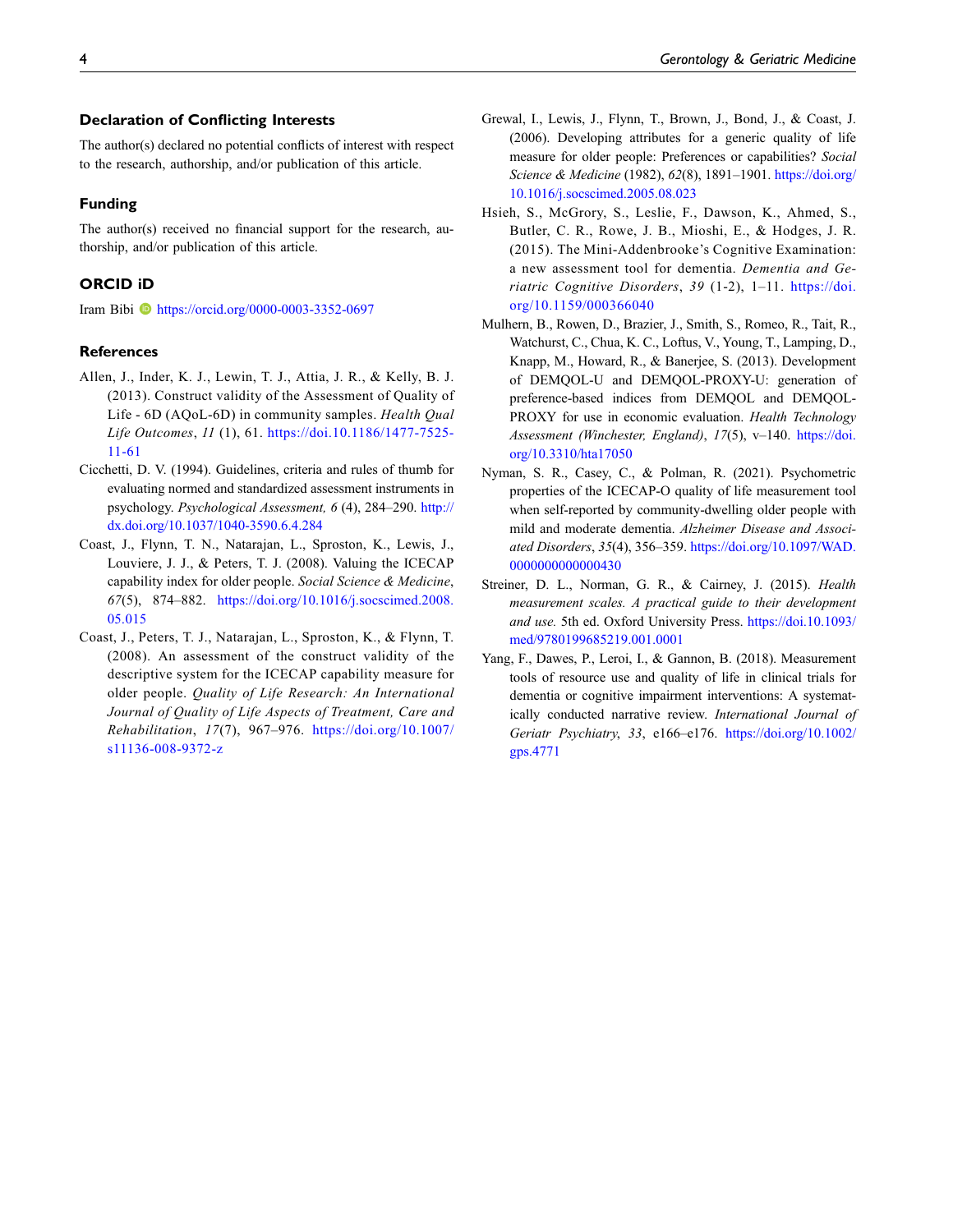## Declaration of Conflicting Interests

The author(s) declared no potential conflicts of interest with respect to the research, authorship, and/or publication of this article.

## Funding

The author(s) received no financial support for the research, authorship, and/or publication of this article.

## ORCID iD

Iram Bibi https://orcid.org/0000-0003-3352-0697

## References

Allen, J., Inder, K. J., Lewin, T. J., Attia, J. R., & Kelly, B. J. (2013). Construct validity of the Assessment of Quality of Life - 6D (AQoL-6D) in community samples. *Health Qual Life Outcomes*, *11* (1), 61. https://doi.10.1186/1477-7525-11-61

Cicchetti, D. V. (1994). Guidelines, criteria and rules of thumb for evaluating normed and standardized assessment instruments in psychology. *Psychological Assessment, 6* (4), 284–290. http://dx.doi.org/10.1037/1040-3590.6.4.284

Coast, J., Flynn, T. N., Natarajan, L., Sproston, K., Lewis, J., Louviere, J. J., & Peters, T. J. (2008). Valuing the ICECAP capability index for older people. *Social Science & Medicine*, *67*(5), 874–882. https://doi.org/10.1016/j.socscimed.2008.05.015

Coast, J., Peters, T. J., Natarajan, L., Sproston, K., & Flynn, T. (2008). An assessment of the construct validity of the descriptive system for the ICECAP capability measure for older people. *Quality of Life Research: An International Journal of Quality of Life Aspects of Treatment, Care and Rehabilitation*, *17*(7), 967–976. https://doi.org/10.1007/s11136-008-9372-z

Grewal, I., Lewis, J., Flynn, T., Brown, J., Bond, J., & Coast, J. (2006). Developing attributes for a generic quality of life measure for older people: Preferences or capabilities? *Social Science & Medicine* (1982), *62*(8), 1891–1901. https://doi.org/10.1016/j.socscimed.2005.08.023

Hsieh, S., McGrory, S., Leslie, F., Dawson, K., Ahmed, S., Butler, C. R., Rowe, J. B., Mioshi, E., & Hodges, J. R. (2015). The Mini-Addenbrooke's Cognitive Examination: a new assessment tool for dementia. *Dementia and Geriatric Cognitive Disorders*, *39* (1-2), 1–11. https://doi.org/10.1159/000366040

Mulhern, B., Rowen, D., Brazier, J., Smith, S., Romeo, R., Tait, R., Watchurst, C., Chua, K. C., Loftus, V., Young, T., Lamping, D., Knapp, M., Howard, R., & Banerjee, S. (2013). Development of DEMQOL-U and DEMQOL-PROXY-U: generation of preference-based indices from DEMQOL and DEMQOL-PROXY for use in economic evaluation. *Health Technology Assessment (Winchester, England)*, *17*(5), v–140. https://doi.org/10.3310/hta17050

Nyman, S. R., Casey, C., & Polman, R. (2021). Psychometric properties of the ICECAP-O quality of life measurement tool when self-reported by community-dwelling older people with mild and moderate dementia. *Alzheimer Disease and Associated Disorders*, *35*(4), 356–359. https://doi.org/10.1097/WAD.0000000000000430

Streiner, D. L., Norman, G. R., & Cairney, J. (2015). *Health measurement scales. A practical guide to their development and use.* 5th ed. Oxford University Press. https://doi.10.1093/med/9780199685219.001.0001

Yang, F., Dawes, P., Leroi, I., & Gannon, B. (2018). Measurement tools of resource use and quality of life in clinical trials for dementia or cognitive impairment interventions: A systematically conducted narrative review. *International Journal of Geriatr Psychiatry*, *33*, e166–e176. https://doi.org/10.1002/gps.4771